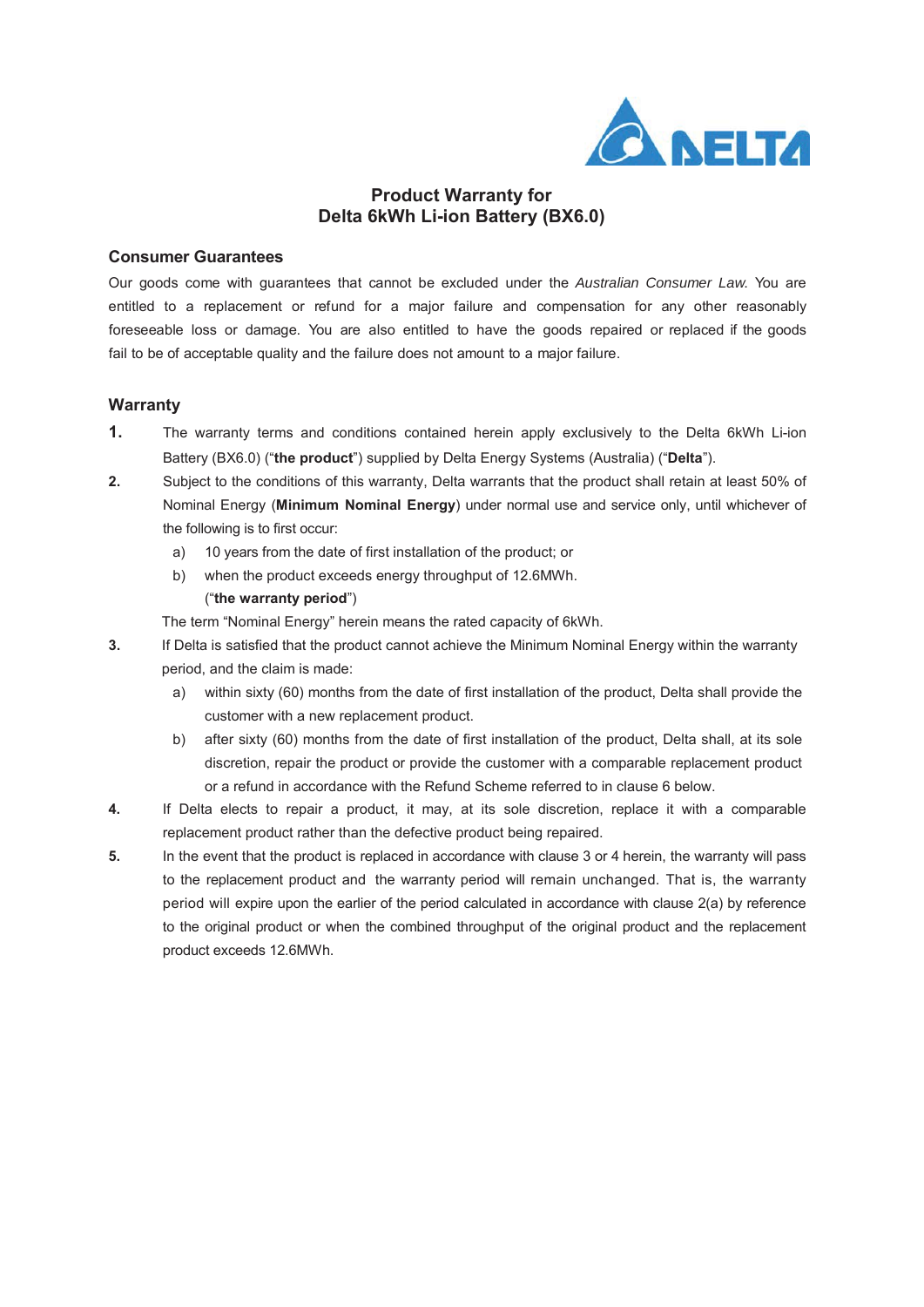# Product Warranty for Delta 6kWh Li-ion Battery (BX6.0)

## Consumer Guarantees

Our goods come with guarantees that cannot be excluded under the *Australian Consumer Law*. You are entitled to a replacement or refund for a major failure and compensation for any other reasonably foreseeable loss or damage. You are also entitled to have the goods repaired or replaced if the goods fail to be of acceptable quality and the failure does not amount to a major failure.

## Warranty

1. The warranty terms and conditions contained herein apply exclusively to the Delta 6kWh Li-ion Battery (BX6.0) ("**the product**") supplied by Delta Energy Systems (Australia) ("**Delta**").

2. Subject to the conditions of this warranty, Delta warrants that the product shall retain at least 50% of Nominal Energy (**Minimum Nominal Energy**) under normal use and service only, until whichever of the following is to first occur:
   a) 10 years from the date of first installation of the product; or
   b) when the product exceeds energy throughput of 12.6MWh.
   ("**the warranty period**")

   The term "Nominal Energy" herein means the rated capacity of 6kWh.

3. If Delta is satisfied that the product cannot achieve the Minimum Nominal Energy within the warranty period, and the claim is made:
   a) within sixty (60) months from the date of first installation of the product, Delta shall provide the customer with a new replacement product.
   b) after sixty (60) months from the date of first installation of the product, Delta shall, at its sole discretion, repair the product or provide the customer with a comparable replacement product or a refund in accordance with the Refund Scheme referred to in clause 6 below.

4. If Delta elects to repair a product, it may, at its sole discretion, replace it with a comparable replacement product rather than the defective product being repaired.

5. In the event that the product is replaced in accordance with clause 3 or 4 herein, the warranty will pass to the replacement product and the warranty period will remain unchanged. That is, the warranty period will expire upon the earlier of the period calculated in accordance with clause 2(a) by reference to the original product or when the combined throughput of the original product and the replacement product exceeds 12.6MWh.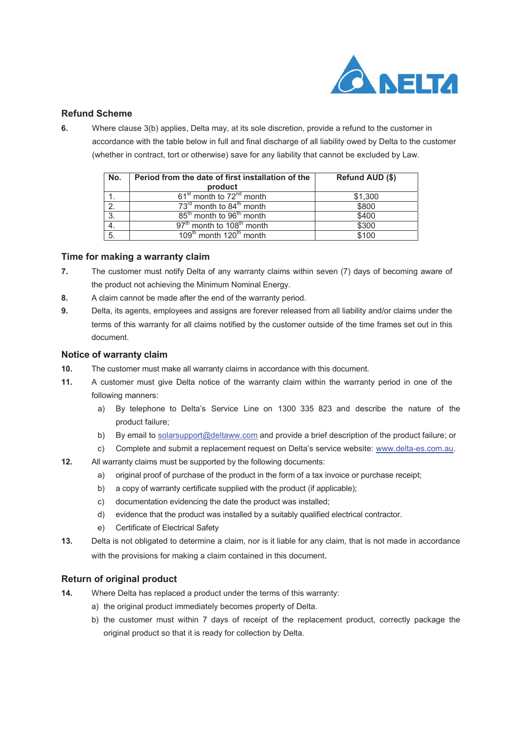## Refund Scheme

**6.** Where clause 3(b) applies, Delta may, at its sole discretion, provide a refund to the customer in accordance with the table below in full and final discharge of all liability owed by Delta to the customer (whether in contract, tort or otherwise) save for any liability that cannot be excluded by Law.

| No. | Period from the date of first installation of the product | Refund AUD ($) |
|---|---|---|
| 1. | 61st month to 72nd month | $1,300 |
| 2. | 73rd month to 84th month | $800 |
| 3. | 85th month to 96th month | $400 |
| 4. | 97th month to 108th month | $300 |
| 5. | 109th month 120th month | $100 |

## Time for making a warranty claim

**7.** The customer must notify Delta of any warranty claims within seven (7) days of becoming aware of the product not achieving the Minimum Nominal Energy.

**8.** A claim cannot be made after the end of the warranty period.

**9.** Delta, its agents, employees and assigns are forever released from all liability and/or claims under the terms of this warranty for all claims notified by the customer outside of the time frames set out in this document.

## Notice of warranty claim

**10.** The customer must make all warranty claims in accordance with this document.

**11.** A customer must give Delta notice of the warranty claim within the warranty period in one of the following manners:

a) By telephone to Delta's Service Line on 1300 335 823 and describe the nature of the product failure;

b) By email to solarsupport@deltaww.com and provide a brief description of the product failure; or

c) Complete and submit a replacement request on Delta's service website: www.delta-es.com.au.

**12.** All warranty claims must be supported by the following documents:

a) original proof of purchase of the product in the form of a tax invoice or purchase receipt;

b) a copy of warranty certificate supplied with the product (if applicable);

c) documentation evidencing the date the product was installed;

d) evidence that the product was installed by a suitably qualified electrical contractor.

e) Certificate of Electrical Safety

**13.** Delta is not obligated to determine a claim, nor is it liable for any claim, that is not made in accordance with the provisions for making a claim contained in this document.

## Return of original product

**14.** Where Delta has replaced a product under the terms of this warranty:

a) the original product immediately becomes property of Delta.

b) the customer must within 7 days of receipt of the replacement product, correctly package the original product so that it is ready for collection by Delta.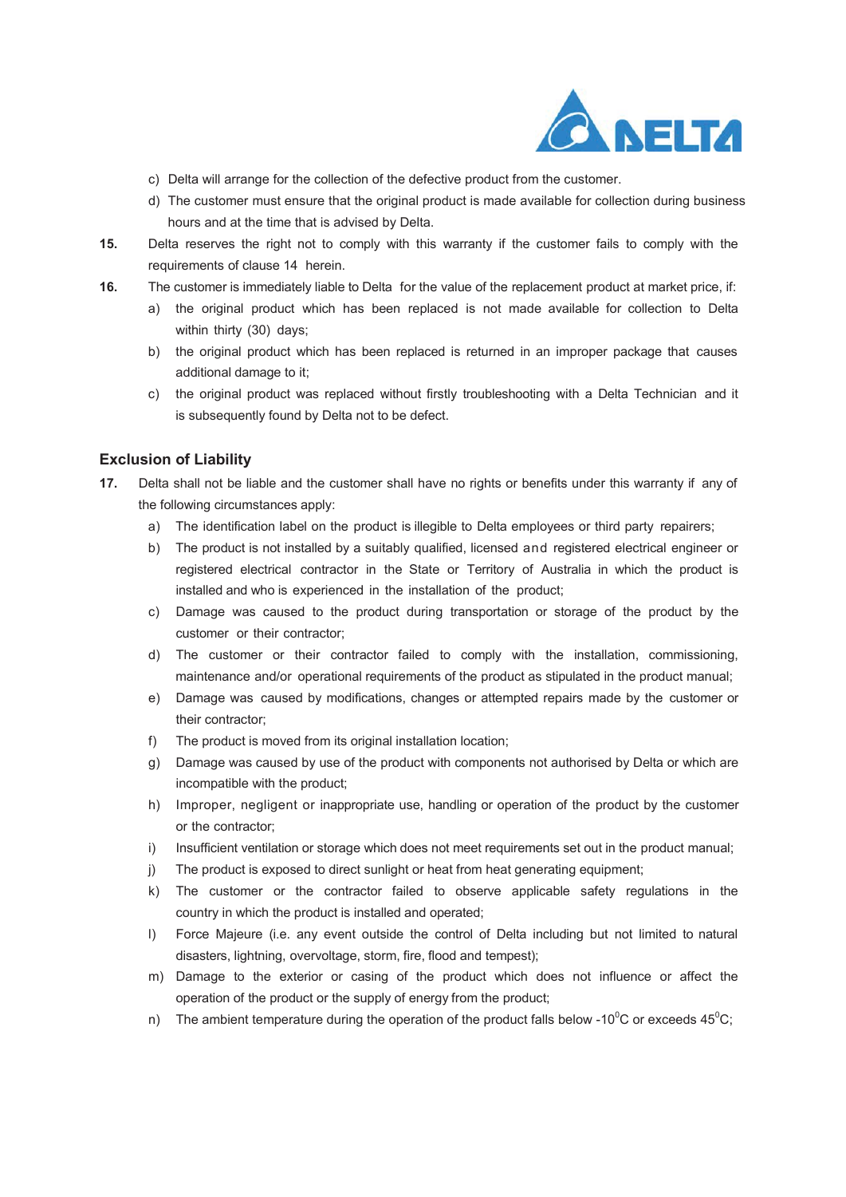c) Delta will arrange for the collection of the defective product from the customer.

d) The customer must ensure that the original product is made available for collection during business hours and at the time that is advised by Delta.

**15.** Delta reserves the right not to comply with this warranty if the customer fails to comply with the requirements of clause 14 herein.

**16.** The customer is immediately liable to Delta for the value of the replacement product at market price, if:

a) the original product which has been replaced is not made available for collection to Delta within thirty (30) days;

b) the original product which has been replaced is returned in an improper package that causes additional damage to it;

c) the original product was replaced without firstly troubleshooting with a Delta Technician and it is subsequently found by Delta not to be defect.

### Exclusion of Liability

**17.** Delta shall not be liable and the customer shall have no rights or benefits under this warranty if any of the following circumstances apply:

a) The identification label on the product is illegible to Delta employees or third party repairers;

b) The product is not installed by a suitably qualified, licensed and registered electrical engineer or registered electrical contractor in the State or Territory of Australia in which the product is installed and who is experienced in the installation of the product;

c) Damage was caused to the product during transportation or storage of the product by the customer or their contractor;

d) The customer or their contractor failed to comply with the installation, commissioning, maintenance and/or operational requirements of the product as stipulated in the product manual;

e) Damage was caused by modifications, changes or attempted repairs made by the customer or their contractor;

f) The product is moved from its original installation location;

g) Damage was caused by use of the product with components not authorised by Delta or which are incompatible with the product;

h) Improper, negligent or inappropriate use, handling or operation of the product by the customer or the contractor;

i) Insufficient ventilation or storage which does not meet requirements set out in the product manual;

j) The product is exposed to direct sunlight or heat from heat generating equipment;

k) The customer or the contractor failed to observe applicable safety regulations in the country in which the product is installed and operated;

l) Force Majeure (i.e. any event outside the control of Delta including but not limited to natural disasters, lightning, overvoltage, storm, fire, flood and tempest);

m) Damage to the exterior or casing of the product which does not influence or affect the operation of the product or the supply of energy from the product;

n) The ambient temperature during the operation of the product falls below -10$^{0}$C or exceeds 45$^{0}$C;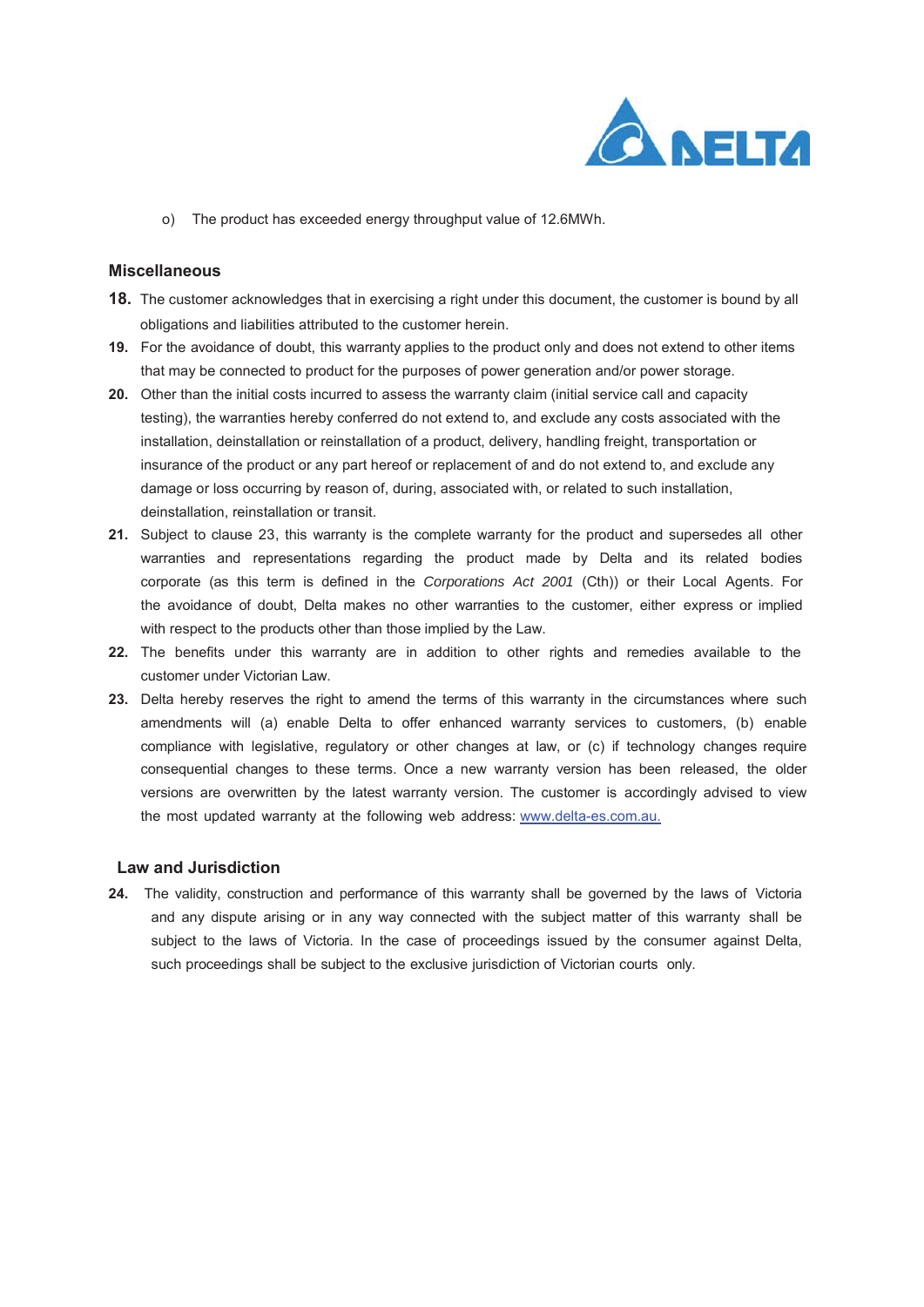o) The product has exceeded energy throughput value of 12.6MWh.

## Miscellaneous

**18.** The customer acknowledges that in exercising a right under this document, the customer is bound by all obligations and liabilities attributed to the customer herein.

**19.** For the avoidance of doubt, this warranty applies to the product only and does not extend to other items that may be connected to product for the purposes of power generation and/or power storage.

**20.** Other than the initial costs incurred to assess the warranty claim (initial service call and capacity testing), the warranties hereby conferred do not extend to, and exclude any costs associated with the installation, deinstallation or reinstallation of a product, delivery, handling freight, transportation or insurance of the product or any part hereof or replacement of and do not extend to, and exclude any damage or loss occurring by reason of, during, associated with, or related to such installation, deinstallation, reinstallation or transit.

**21.** Subject to clause 23, this warranty is the complete warranty for the product and supersedes all other warranties and representations regarding the product made by Delta and its related bodies corporate (as this term is defined in the *Corporations Act 2001* (Cth)) or their Local Agents. For the avoidance of doubt, Delta makes no other warranties to the customer, either express or implied with respect to the products other than those implied by the Law.

**22.** The benefits under this warranty are in addition to other rights and remedies available to the customer under Victorian Law.

**23.** Delta hereby reserves the right to amend the terms of this warranty in the circumstances where such amendments will (a) enable Delta to offer enhanced warranty services to customers, (b) enable compliance with legislative, regulatory or other changes at law, or (c) if technology changes require consequential changes to these terms. Once a new warranty version has been released, the older versions are overwritten by the latest warranty version. The customer is accordingly advised to view the most updated warranty at the following web address: www.delta-es.com.au.

## Law and Jurisdiction

**24.** The validity, construction and performance of this warranty shall be governed by the laws of Victoria and any dispute arising or in any way connected with the subject matter of this warranty shall be subject to the laws of Victoria. In the case of proceedings issued by the consumer against Delta, such proceedings shall be subject to the exclusive jurisdiction of Victorian courts only.